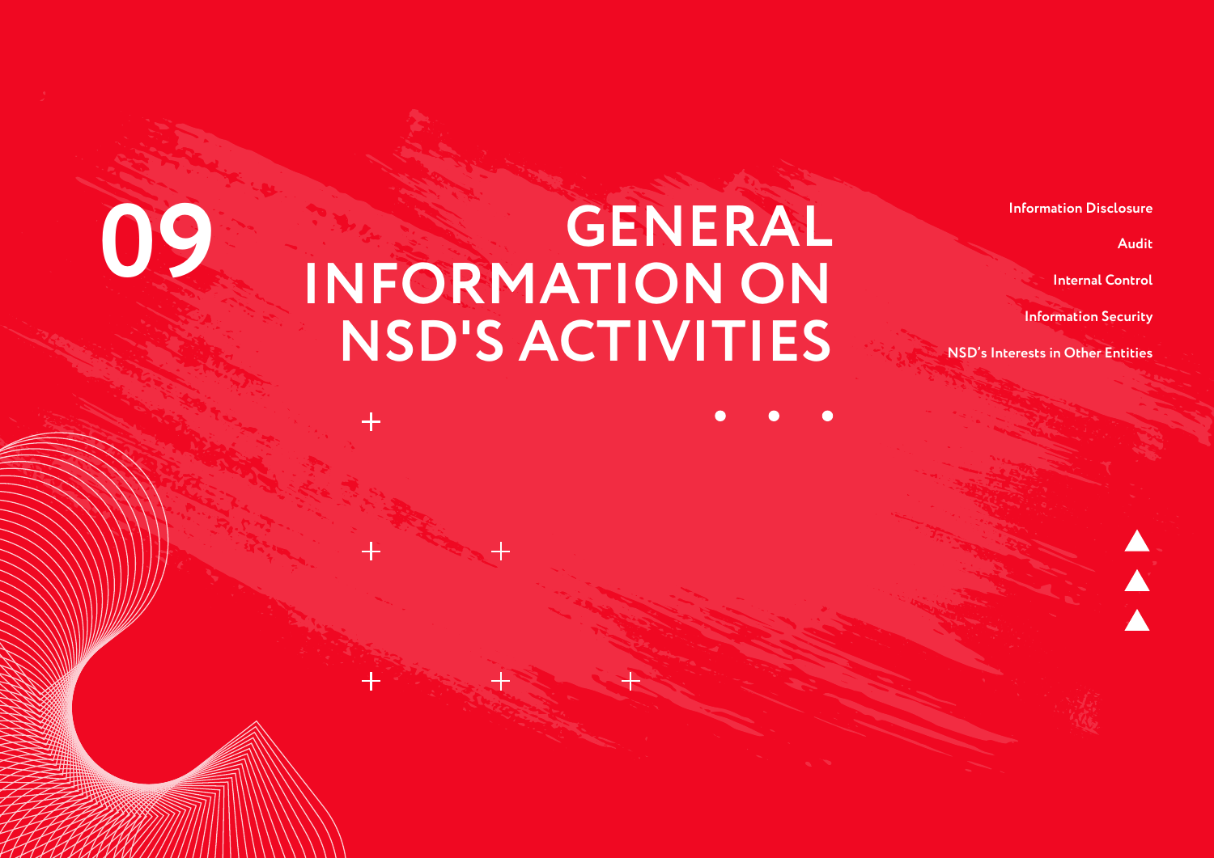# 09 GENERAL INFORMATION ON NSD'S ACTIVITIES

- Information Disclosure
- Audit
- Internal Control
- Information Security
- NSD's Interests in Other Entities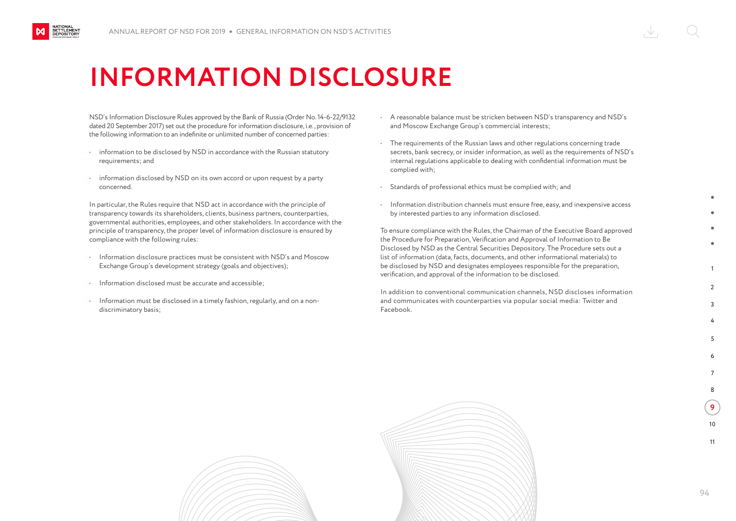# INFORMATION DISCLOSURE

NSD's Information Disclosure Rules approved by the Bank of Russia (Order No. 14-6-22/9132 dated 20 September 2017) set out the procedure for information disclosure, i.e., provision of the following information to an indefinite or unlimited number of concerned parties:

- information to be disclosed by NSD in accordance with the Russian statutory requirements; and
- information disclosed by NSD on its own accord or upon request by a party concerned.

In particular, the Rules require that NSD act in accordance with the principle of transparency towards its shareholders, clients, business partners, counterparties, governmental authorities, employees, and other stakeholders. In accordance with the principle of transparency, the proper level of information disclosure is ensured by compliance with the following rules:

- Information disclosure practices must be consistent with NSD's and Moscow Exchange Group's development strategy (goals and objectives);
- Information disclosed must be accurate and accessible;
- Information must be disclosed in a timely fashion, regularly, and on a non-discriminatory basis;
- A reasonable balance must be stricken between NSD's transparency and NSD's and Moscow Exchange Group's commercial interests;
- The requirements of the Russian laws and other regulations concerning trade secrets, bank secrecy, or insider information, as well as the requirements of NSD's internal regulations applicable to dealing with confidential information must be complied with;
- Standards of professional ethics must be complied with; and
- Information distribution channels must ensure free, easy, and inexpensive access by interested parties to any information disclosed.

To ensure compliance with the Rules, the Chairman of the Executive Board approved the Procedure for Preparation, Verification and Approval of Information to Be Disclosed by NSD as the Central Securities Depository. The Procedure sets out a list of information (data, facts, documents, and other informational materials) to be disclosed by NSD and designates employees responsible for the preparation, verification, and approval of the information to be disclosed.

In addition to conventional communication channels, NSD discloses information and communicates with counterparties via popular social media: Twitter and Facebook.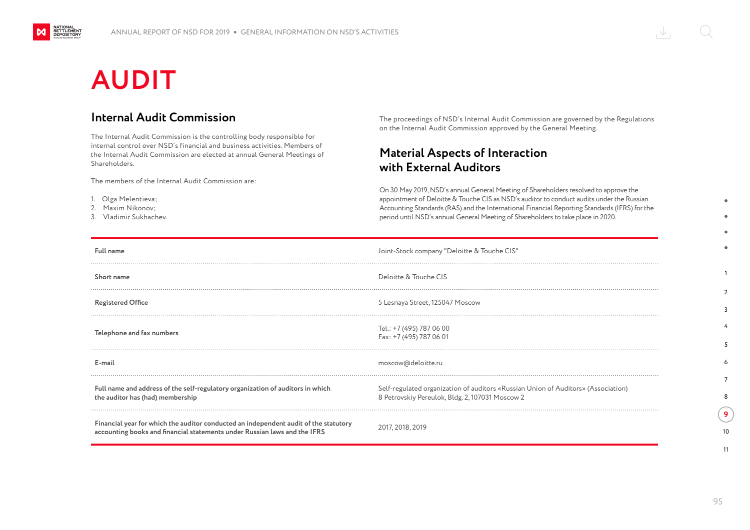# AUDIT

## Internal Audit Commission

The Internal Audit Commission is the controlling body responsible for internal control over NSD's financial and business activities. Members of the Internal Audit Commission are elected at annual General Meetings of Shareholders.

The members of the Internal Audit Commission are:

1. Olga Melentieva;
2. Maxim Nikonov;
3. Vladimir Sukhachev.

The proceedings of NSD's Internal Audit Commission are governed by the Regulations on the Internal Audit Commission approved by the General Meeting.

## Material Aspects of Interaction with External Auditors

On 30 May 2019, NSD's annual General Meeting of Shareholders resolved to approve the appointment of Deloitte & Touche CIS as NSD's auditor to conduct audits under the Russian Accounting Standards (RAS) and the International Financial Reporting Standards (IFRS) for the period until NSD's annual General Meeting of Shareholders to take place in 2020.

| | |
|---|---|
| **Full name** | Joint-Stock company "Deloitte & Touche CIS" |
| **Short name** | Deloitte & Touche CIS |
| **Registered Office** | 5 Lesnaya Street, 125047 Moscow |
| **Telephone and fax numbers** | Tel.: +7 (495) 787 06 00<br>Fax: +7 (495) 787 06 01 |
| **E-mail** | moscow@deloitte.ru |
| **Full name and address of the self-regulatory organization of auditors in which the auditor has (had) membership** | Self-regulated organization of auditors «Russian Union of Auditors» (Association)<br>8 Petrovskiy Pereulok, Bldg. 2, 107031 Moscow 2 |
| **Financial year for which the auditor conducted an independent audit of the statutory accounting books and financial statements under Russian laws and the IFRS** | 2017, 2018, 2019 |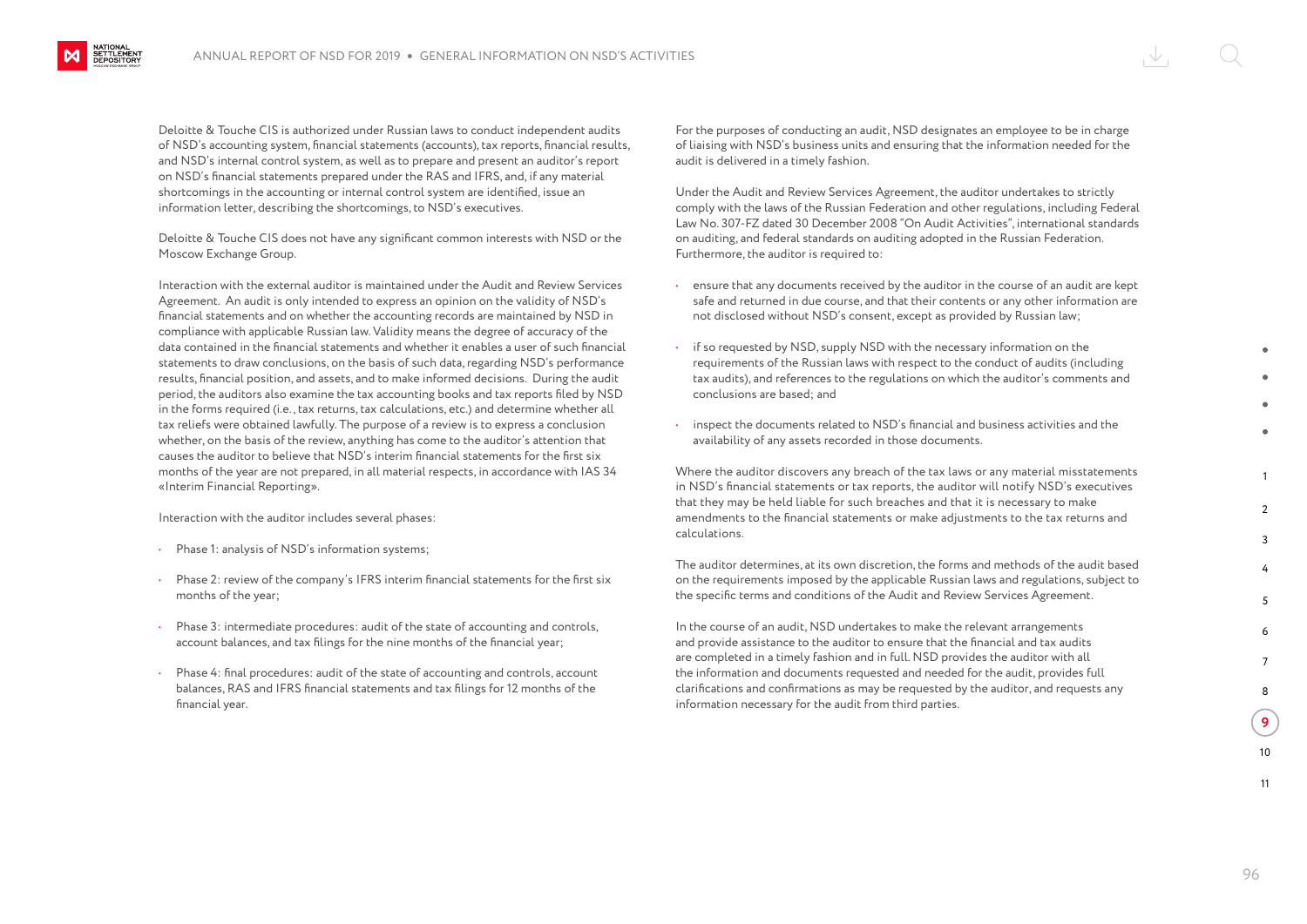Deloitte & Touche CIS is authorized under Russian laws to conduct independent audits of NSD's accounting system, financial statements (accounts), tax reports, financial results, and NSD's internal control system, as well as to prepare and present an auditor's report on NSD's financial statements prepared under the RAS and IFRS, and, if any material shortcomings in the accounting or internal control system are identified, issue an information letter, describing the shortcomings, to NSD's executives.

Deloitte & Touche CIS does not have any significant common interests with NSD or the Moscow Exchange Group.

Interaction with the external auditor is maintained under the Audit and Review Services Agreement. An audit is only intended to express an opinion on the validity of NSD's financial statements and on whether the accounting records are maintained by NSD in compliance with applicable Russian law. Validity means the degree of accuracy of the data contained in the financial statements and whether it enables a user of such financial statements to draw conclusions, on the basis of such data, regarding NSD's performance results, financial position, and assets, and to make informed decisions. During the audit period, the auditors also examine the tax accounting books and tax reports filed by NSD in the forms required (i.e., tax returns, tax calculations, etc.) and determine whether all tax reliefs were obtained lawfully. The purpose of a review is to express a conclusion whether, on the basis of the review, anything has come to the auditor's attention that causes the auditor to believe that NSD's interim financial statements for the first six months of the year are not prepared, in all material respects, in accordance with IAS 34 «Interim Financial Reporting».

Interaction with the auditor includes several phases:

- Phase 1: analysis of NSD's information systems;
- Phase 2: review of the company's IFRS interim financial statements for the first six months of the year;
- Phase 3: intermediate procedures: audit of the state of accounting and controls, account balances, and tax filings for the nine months of the financial year;
- Phase 4: final procedures: audit of the state of accounting and controls, account balances, RAS and IFRS financial statements and tax filings for 12 months of the financial year.

For the purposes of conducting an audit, NSD designates an employee to be in charge of liaising with NSD's business units and ensuring that the information needed for the audit is delivered in a timely fashion.

Under the Audit and Review Services Agreement, the auditor undertakes to strictly comply with the laws of the Russian Federation and other regulations, including Federal Law No. 307-FZ dated 30 December 2008 "On Audit Activities", international standards on auditing, and federal standards on auditing adopted in the Russian Federation. Furthermore, the auditor is required to:

- ensure that any documents received by the auditor in the course of an audit are kept safe and returned in due course, and that their contents or any other information are not disclosed without NSD's consent, except as provided by Russian law;
- if so requested by NSD, supply NSD with the necessary information on the requirements of the Russian laws with respect to the conduct of audits (including tax audits), and references to the regulations on which the auditor's comments and conclusions are based; and
- inspect the documents related to NSD's financial and business activities and the availability of any assets recorded in those documents.

Where the auditor discovers any breach of the tax laws or any material misstatements in NSD's financial statements or tax reports, the auditor will notify NSD's executives that they may be held liable for such breaches and that it is necessary to make amendments to the financial statements or make adjustments to the tax returns and calculations.

The auditor determines, at its own discretion, the forms and methods of the audit based on the requirements imposed by the applicable Russian laws and regulations, subject to the specific terms and conditions of the Audit and Review Services Agreement.

In the course of an audit, NSD undertakes to make the relevant arrangements and provide assistance to the auditor to ensure that the financial and tax audits are completed in a timely fashion and in full. NSD provides the auditor with all the information and documents requested and needed for the audit, provides full clarifications and confirmations as may be requested by the auditor, and requests any information necessary for the audit from third parties.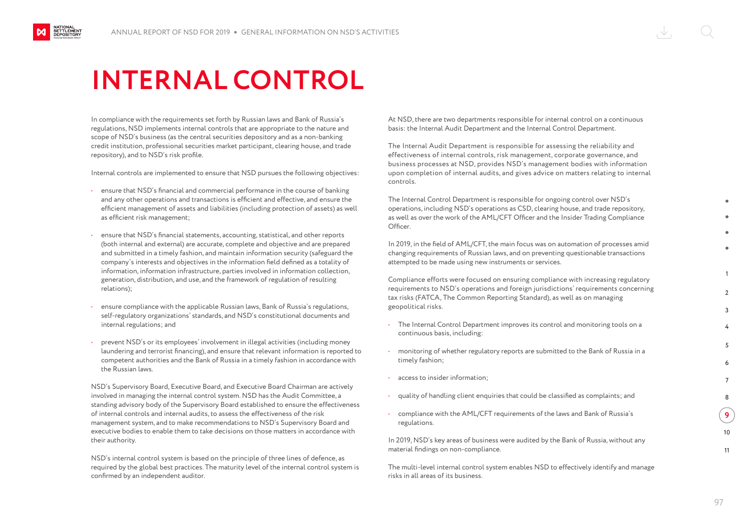# INTERNAL CONTROL

In compliance with the requirements set forth by Russian laws and Bank of Russia's regulations, NSD implements internal controls that are appropriate to the nature and scope of NSD's business (as the central securities depository and as a non-banking credit institution, professional securities market participant, clearing house, and trade repository), and to NSD's risk profile.

Internal controls are implemented to ensure that NSD pursues the following objectives:

- ensure that NSD's financial and commercial performance in the course of banking and any other operations and transactions is efficient and effective, and ensure the efficient management of assets and liabilities (including protection of assets) as well as efficient risk management;
- ensure that NSD's financial statements, accounting, statistical, and other reports (both internal and external) are accurate, complete and objective and are prepared and submitted in a timely fashion, and maintain information security (safeguard the company's interests and objectives in the information field defined as a totality of information, information infrastructure, parties involved in information collection, generation, distribution, and use, and the framework of regulation of resulting relations);
- ensure compliance with the applicable Russian laws, Bank of Russia's regulations, self-regulatory organizations' standards, and NSD's constitutional documents and internal regulations; and
- prevent NSD's or its employees' involvement in illegal activities (including money laundering and terrorist financing), and ensure that relevant information is reported to competent authorities and the Bank of Russia in a timely fashion in accordance with the Russian laws.

NSD's Supervisory Board, Executive Board, and Executive Board Chairman are actively involved in managing the internal control system. NSD has the Audit Committee, a standing advisory body of the Supervisory Board established to ensure the effectiveness of internal controls and internal audits, to assess the effectiveness of the risk management system, and to make recommendations to NSD's Supervisory Board and executive bodies to enable them to take decisions on those matters in accordance with their authority.

NSD's internal control system is based on the principle of three lines of defence, as required by the global best practices. The maturity level of the internal control system is confirmed by an independent auditor.

At NSD, there are two departments responsible for internal control on a continuous basis: the Internal Audit Department and the Internal Control Department.

The Internal Audit Department is responsible for assessing the reliability and effectiveness of internal controls, risk management, corporate governance, and business processes at NSD, provides NSD's management bodies with information upon completion of internal audits, and gives advice on matters relating to internal controls.

The Internal Control Department is responsible for ongoing control over NSD's operations, including NSD's operations as CSD, clearing house, and trade repository, as well as over the work of the AML/CFT Officer and the Insider Trading Compliance Officer.

In 2019, in the field of AML/CFT, the main focus was on automation of processes amid changing requirements of Russian laws, and on preventing questionable transactions attempted to be made using new instruments or services.

Compliance efforts were focused on ensuring compliance with increasing regulatory requirements to NSD's operations and foreign jurisdictions' requirements concerning tax risks (FATCA, The Common Reporting Standard), as well as on managing geopolitical risks.

- The Internal Control Department improves its control and monitoring tools on a continuous basis, including:
- monitoring of whether regulatory reports are submitted to the Bank of Russia in a timely fashion;
- access to insider information;
- quality of handling client enquiries that could be classified as complaints; and
- compliance with the AML/CFT requirements of the laws and Bank of Russia's regulations.

In 2019, NSD's key areas of business were audited by the Bank of Russia, without any material findings on non-compliance.

The multi-level internal control system enables NSD to effectively identify and manage risks in all areas of its business.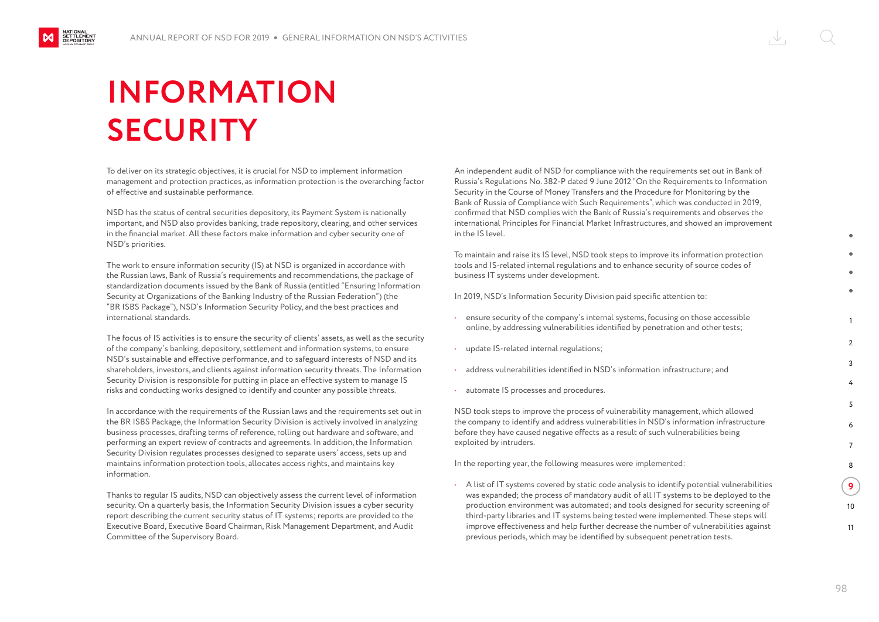# INFORMATION SECURITY

To deliver on its strategic objectives, it is crucial for NSD to implement information management and protection practices, as information protection is the overarching factor of effective and sustainable performance.

NSD has the status of central securities depository, its Payment System is nationally important, and NSD also provides banking, trade repository, clearing, and other services in the financial market. All these factors make information and cyber security one of NSD's priorities.

The work to ensure information security (IS) at NSD is organized in accordance with the Russian laws, Bank of Russia's requirements and recommendations, the package of standardization documents issued by the Bank of Russia (entitled "Ensuring Information Security at Organizations of the Banking Industry of the Russian Federation") (the "BR ISBS Package"), NSD's Information Security Policy, and the best practices and international standards.

The focus of IS activities is to ensure the security of clients' assets, as well as the security of the company's banking, depository, settlement and information systems, to ensure NSD's sustainable and effective performance, and to safeguard interests of NSD and its shareholders, investors, and clients against information security threats. The Information Security Division is responsible for putting in place an effective system to manage IS risks and conducting works designed to identify and counter any possible threats.

In accordance with the requirements of the Russian laws and the requirements set out in the BR ISBS Package, the Information Security Division is actively involved in analyzing business processes, drafting terms of reference, rolling out hardware and software, and performing an expert review of contracts and agreements. In addition, the Information Security Division regulates processes designed to separate users' access, sets up and maintains information protection tools, allocates access rights, and maintains key information.

Thanks to regular IS audits, NSD can objectively assess the current level of information security. On a quarterly basis, the Information Security Division issues a cyber security report describing the current security status of IT systems; reports are provided to the Executive Board, Executive Board Chairman, Risk Management Department, and Audit Committee of the Supervisory Board.

An independent audit of NSD for compliance with the requirements set out in Bank of Russia's Regulations No. 382-P dated 9 June 2012 "On the Requirements to Information Security in the Course of Money Transfers and the Procedure for Monitoring by the Bank of Russia of Compliance with Such Requirements", which was conducted in 2019, confirmed that NSD complies with the Bank of Russia's requirements and observes the international Principles for Financial Market Infrastructures, and showed an improvement in the IS level.

To maintain and raise its IS level, NSD took steps to improve its information protection tools and IS-related internal regulations and to enhance security of source codes of business IT systems under development.

In 2019, NSD's Information Security Division paid specific attention to:

- ensure security of the company's internal systems, focusing on those accessible online, by addressing vulnerabilities identified by penetration and other tests;
- update IS-related internal regulations;
- address vulnerabilities identified in NSD's information infrastructure; and
- automate IS processes and procedures.

NSD took steps to improve the process of vulnerability management, which allowed the company to identify and address vulnerabilities in NSD's information infrastructure before they have caused negative effects as a result of such vulnerabilities being exploited by intruders.

In the reporting year, the following measures were implemented:

- A list of IT systems covered by static code analysis to identify potential vulnerabilities was expanded; the process of mandatory audit of all IT systems to be deployed to the production environment was automated; and tools designed for security screening of third-party libraries and IT systems being tested were implemented. These steps will improve effectiveness and help further decrease the number of vulnerabilities against previous periods, which may be identified by subsequent penetration tests.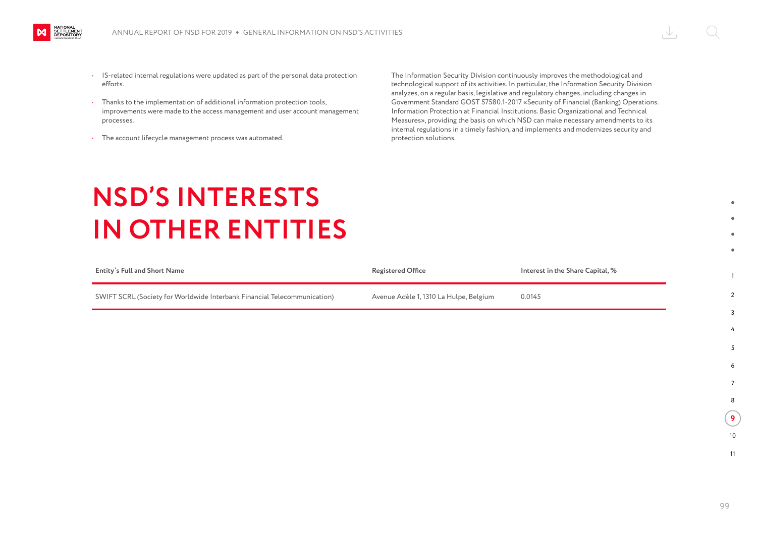- IS-related internal regulations were updated as part of the personal data protection efforts.
- Thanks to the implementation of additional information protection tools, improvements were made to the access management and user account management processes.
- The account lifecycle management process was automated.

The Information Security Division continuously improves the methodological and technological support of its activities. In particular, the Information Security Division analyzes, on a regular basis, legislative and regulatory changes, including changes in Government Standard GOST 57580.1-2017 «Security of Financial (Banking) Operations. Information Protection at Financial Institutions. Basic Organizational and Technical Measures», providing the basis on which NSD can make necessary amendments to its internal regulations in a timely fashion, and implements and modernizes security and protection solutions.

# NSD'S INTERESTS IN OTHER ENTITIES

| Entity's Full and Short Name | Registered Office | Interest in the Share Capital, % |
|---|---|---|
| SWIFT SCRL (Society for Worldwide Interbank Financial Telecommunication) | Avenue Adèle 1, 1310 La Hulpe, Belgium | 0.0145 |